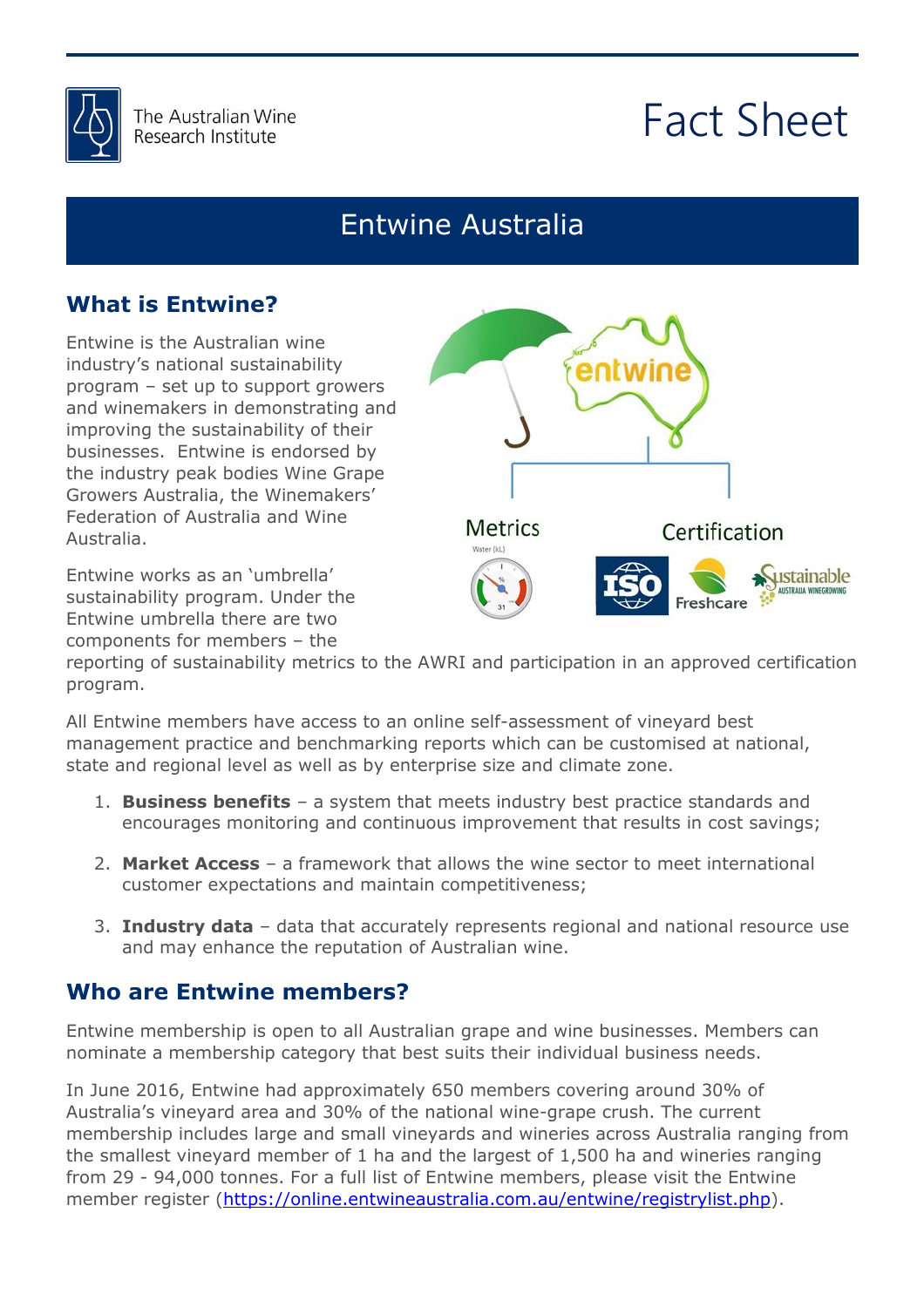The Australian Wine Research Institute

# Fact Sheet

## Entwine Australia

### What is Entwine?

Entwine is the Australian wine industry's national sustainability program – set up to support growers and winemakers in demonstrating and improving the sustainability of their businesses. Entwine is endorsed by the industry peak bodies Wine Grape Growers Australia, the Winemakers' Federation of Australia and Wine Australia.

Entwine works as an 'umbrella' sustainability program. Under the Entwine umbrella there are two components for members – the reporting of sustainability metrics to the AWRI and participation in an approved certification program.

All Entwine members have access to an online self-assessment of vineyard best management practice and benchmarking reports which can be customised at national, state and regional level as well as by enterprise size and climate zone.

1. **Business benefits** – a system that meets industry best practice standards and encourages monitoring and continuous improvement that results in cost savings;
2. **Market Access** – a framework that allows the wine sector to meet international customer expectations and maintain competitiveness;
3. **Industry data** – data that accurately represents regional and national resource use and may enhance the reputation of Australian wine.

### Who are Entwine members?

Entwine membership is open to all Australian grape and wine businesses. Members can nominate a membership category that best suits their individual business needs.

In June 2016, Entwine had approximately 650 members covering around 30% of Australia's vineyard area and 30% of the national wine-grape crush. The current membership includes large and small vineyards and wineries across Australia ranging from the smallest vineyard member of 1 ha and the largest of 1,500 ha and wineries ranging from 29 - 94,000 tonnes. For a full list of Entwine members, please visit the Entwine member register (https://online.entwineaustralia.com.au/entwine/registrylist.php).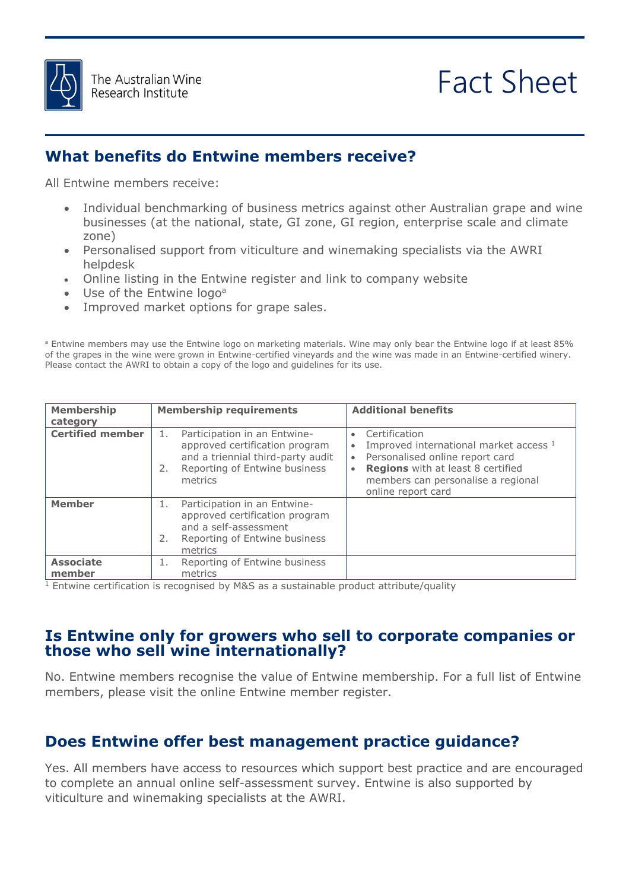## What benefits do Entwine members receive?

All Entwine members receive:

- Individual benchmarking of business metrics against other Australian grape and wine businesses (at the national, state, GI zone, GI region, enterprise scale and climate zone)
- Personalised support from viticulture and winemaking specialists via the AWRI helpdesk
- Online listing in the Entwine register and link to company website
- Use of the Entwine logo[a]
- Improved market options for grape sales.

[a] Entwine members may use the Entwine logo on marketing materials. Wine may only bear the Entwine logo if at least 85% of the grapes in the wine were grown in Entwine-certified vineyards and the wine was made in an Entwine-certified winery. Please contact the AWRI to obtain a copy of the logo and guidelines for its use.

| Membership category | Membership requirements | Additional benefits |
|---|---|---|
| **Certified member** | 1. Participation in an Entwine-approved certification program and a triennial third-party audit<br>2. Reporting of Entwine business metrics | • Certification<br>• Improved international market access [1]<br>• Personalised online report card<br>• **Regions** with at least 8 certified members can personalise a regional online report card |
| **Member** | 1. Participation in an Entwine-approved certification program and a self-assessment<br>2. Reporting of Entwine business metrics | |
| **Associate member** | 1. Reporting of Entwine business metrics | |

[1] Entwine certification is recognised by M&S as a sustainable product attribute/quality

## Is Entwine only for growers who sell to corporate companies or those who sell wine internationally?

No. Entwine members recognise the value of Entwine membership. For a full list of Entwine members, please visit the online Entwine member register.

## Does Entwine offer best management practice guidance?

Yes. All members have access to resources which support best practice and are encouraged to complete an annual online self-assessment survey. Entwine is also supported by viticulture and winemaking specialists at the AWRI.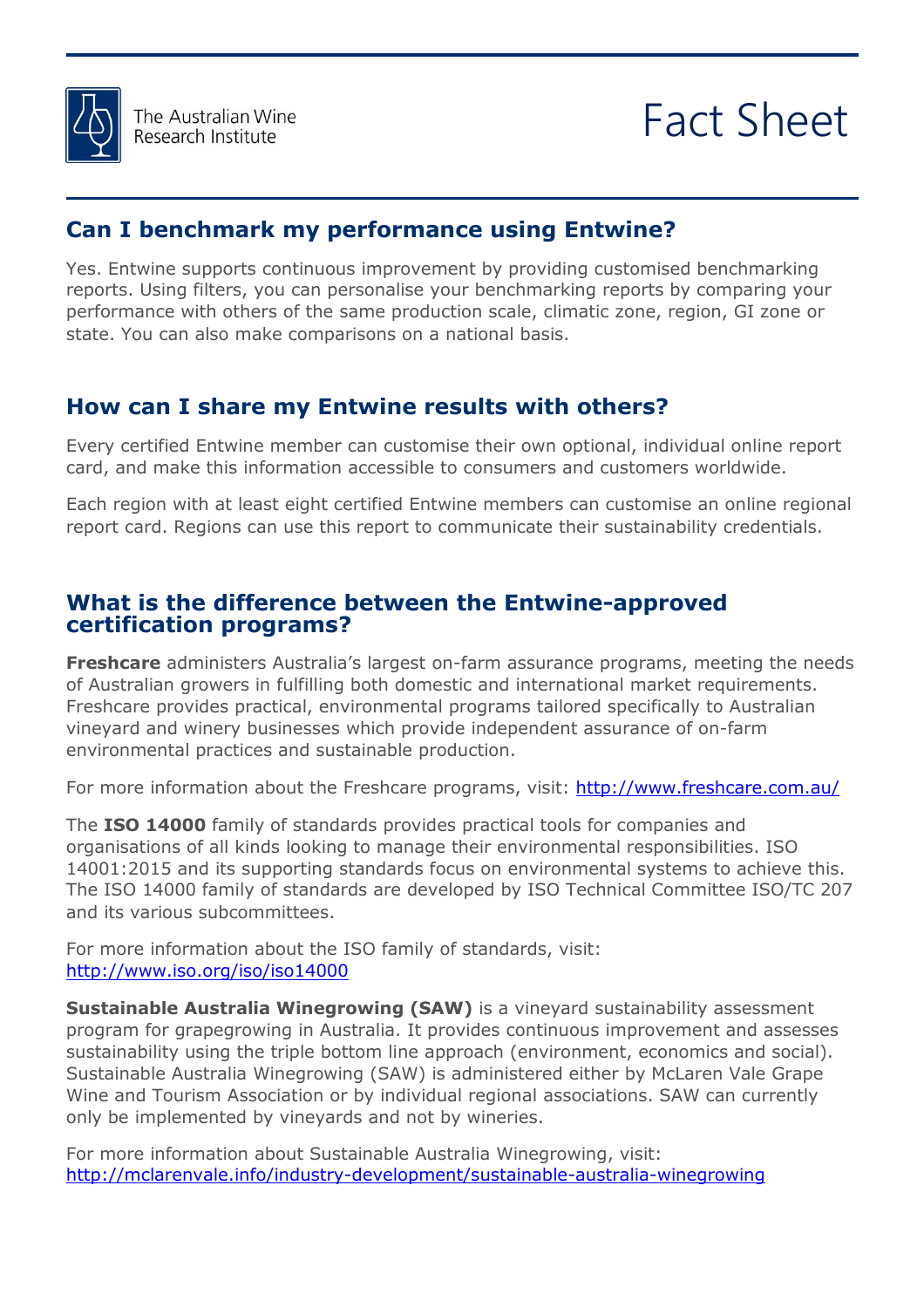## Can I benchmark my performance using Entwine?

Yes. Entwine supports continuous improvement by providing customised benchmarking reports. Using filters, you can personalise your benchmarking reports by comparing your performance with others of the same production scale, climatic zone, region, GI zone or state. You can also make comparisons on a national basis.

## How can I share my Entwine results with others?

Every certified Entwine member can customise their own optional, individual online report card, and make this information accessible to consumers and customers worldwide.

Each region with at least eight certified Entwine members can customise an online regional report card. Regions can use this report to communicate their sustainability credentials.

## What is the difference between the Entwine-approved certification programs?

**Freshcare** administers Australia's largest on-farm assurance programs, meeting the needs of Australian growers in fulfilling both domestic and international market requirements. Freshcare provides practical, environmental programs tailored specifically to Australian vineyard and winery businesses which provide independent assurance of on-farm environmental practices and sustainable production.

For more information about the Freshcare programs, visit: http://www.freshcare.com.au/

The **ISO 14000** family of standards provides practical tools for companies and organisations of all kinds looking to manage their environmental responsibilities. ISO 14001:2015 and its supporting standards focus on environmental systems to achieve this. The ISO 14000 family of standards are developed by ISO Technical Committee ISO/TC 207 and its various subcommittees.

For more information about the ISO family of standards, visit: http://www.iso.org/iso/iso14000

**Sustainable Australia Winegrowing (SAW)** is a vineyard sustainability assessment program for grapegrowing in Australia. It provides continuous improvement and assesses sustainability using the triple bottom line approach (environment, economics and social). Sustainable Australia Winegrowing (SAW) is administered either by McLaren Vale Grape Wine and Tourism Association or by individual regional associations. SAW can currently only be implemented by vineyards and not by wineries.

For more information about Sustainable Australia Winegrowing, visit: http://mclarenvale.info/industry-development/sustainable-australia-winegrowing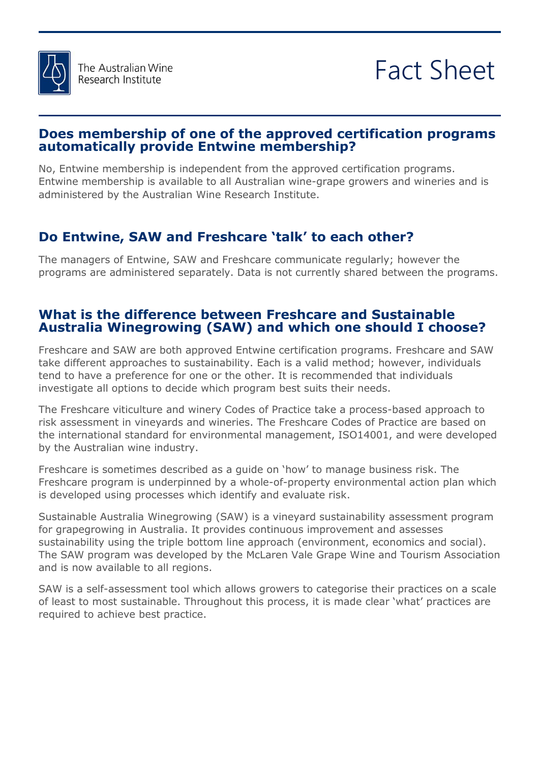## Does membership of one of the approved certification programs automatically provide Entwine membership?

No, Entwine membership is independent from the approved certification programs. Entwine membership is available to all Australian wine-grape growers and wineries and is administered by the Australian Wine Research Institute.

## Do Entwine, SAW and Freshcare 'talk' to each other?

The managers of Entwine, SAW and Freshcare communicate regularly; however the programs are administered separately. Data is not currently shared between the programs.

## What is the difference between Freshcare and Sustainable Australia Winegrowing (SAW) and which one should I choose?

Freshcare and SAW are both approved Entwine certification programs. Freshcare and SAW take different approaches to sustainability. Each is a valid method; however, individuals tend to have a preference for one or the other. It is recommended that individuals investigate all options to decide which program best suits their needs.

The Freshcare viticulture and winery Codes of Practice take a process-based approach to risk assessment in vineyards and wineries. The Freshcare Codes of Practice are based on the international standard for environmental management, ISO14001, and were developed by the Australian wine industry.

Freshcare is sometimes described as a guide on 'how' to manage business risk. The Freshcare program is underpinned by a whole-of-property environmental action plan which is developed using processes which identify and evaluate risk.

Sustainable Australia Winegrowing (SAW) is a vineyard sustainability assessment program for grapegrowing in Australia. It provides continuous improvement and assesses sustainability using the triple bottom line approach (environment, economics and social). The SAW program was developed by the McLaren Vale Grape Wine and Tourism Association and is now available to all regions.

SAW is a self-assessment tool which allows growers to categorise their practices on a scale of least to most sustainable. Throughout this process, it is made clear 'what' practices are required to achieve best practice.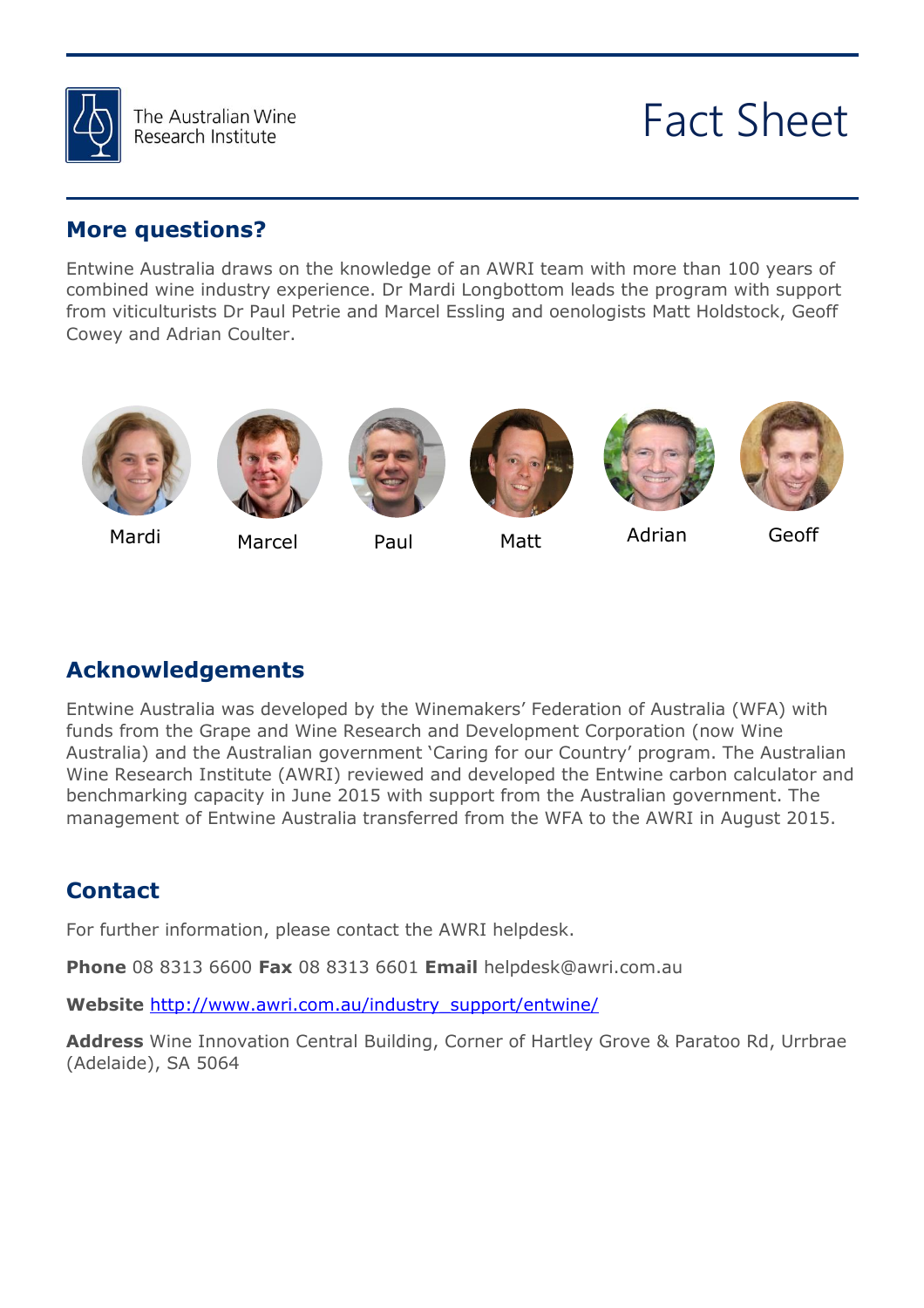## More questions?

Entwine Australia draws on the knowledge of an AWRI team with more than 100 years of combined wine industry experience. Dr Mardi Longbottom leads the program with support from viticulturists Dr Paul Petrie and Marcel Essling and oenologists Matt Holdstock, Geoff Cowey and Adrian Coulter.

Mardi Marcel Paul Matt Adrian Geoff

## Acknowledgements

Entwine Australia was developed by the Winemakers' Federation of Australia (WFA) with funds from the Grape and Wine Research and Development Corporation (now Wine Australia) and the Australian government 'Caring for our Country' program. The Australian Wine Research Institute (AWRI) reviewed and developed the Entwine carbon calculator and benchmarking capacity in June 2015 with support from the Australian government. The management of Entwine Australia transferred from the WFA to the AWRI in August 2015.

## Contact

For further information, please contact the AWRI helpdesk.

**Phone** 08 8313 6600 **Fax** 08 8313 6601 **Email** helpdesk@awri.com.au

**Website** http://www.awri.com.au/industry_support/entwine/

**Address** Wine Innovation Central Building, Corner of Hartley Grove & Paratoo Rd, Urrbrae (Adelaide), SA 5064